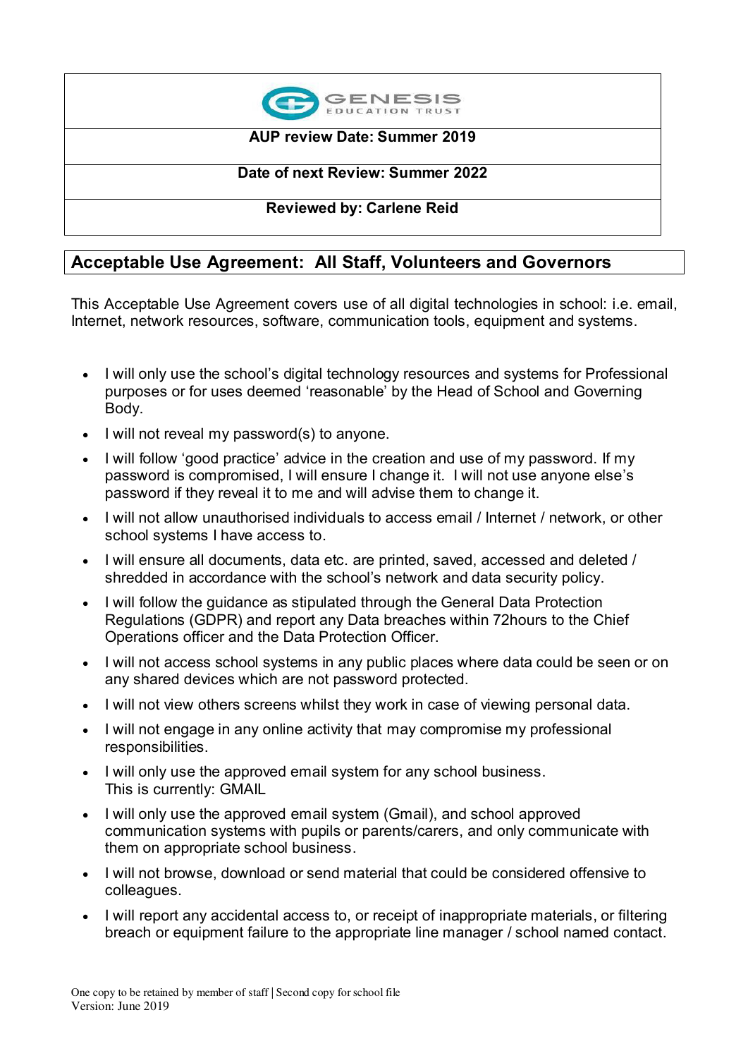GENESIS EDUCATION TRUST

**AUP review Date: Summer 2019**

**Date of next Review: Summer 2022**

**Reviewed by: Carlene Reid**

## Acceptable Use Agreement: All Staff, Volunteers and Governors

This Acceptable Use Agreement covers use of all digital technologies in school: i.e. email, Internet, network resources, software, communication tools, equipment and systems.

- I will only use the school's digital technology resources and systems for Professional purposes or for uses deemed 'reasonable' by the Head of School and Governing Body.
- I will not reveal my password(s) to anyone.
- I will follow 'good practice' advice in the creation and use of my password. If my password is compromised, I will ensure I change it. I will not use anyone else's password if they reveal it to me and will advise them to change it.
- I will not allow unauthorised individuals to access email / Internet / network, or other school systems I have access to.
- I will ensure all documents, data etc. are printed, saved, accessed and deleted / shredded in accordance with the school's network and data security policy.
- I will follow the guidance as stipulated through the General Data Protection Regulations (GDPR) and report any Data breaches within 72hours to the Chief Operations officer and the Data Protection Officer.
- I will not access school systems in any public places where data could be seen or on any shared devices which are not password protected.
- I will not view others screens whilst they work in case of viewing personal data.
- I will not engage in any online activity that may compromise my professional responsibilities.
- I will only use the approved email system for any school business.  
  This is currently: GMAIL
- I will only use the approved email system (Gmail), and school approved communication systems with pupils or parents/carers, and only communicate with them on appropriate school business.
- I will not browse, download or send material that could be considered offensive to colleagues.
- I will report any accidental access to, or receipt of inappropriate materials, or filtering breach or equipment failure to the appropriate line manager / school named contact.

One copy to be retained by member of staff | Second copy for school file
Version: June 2019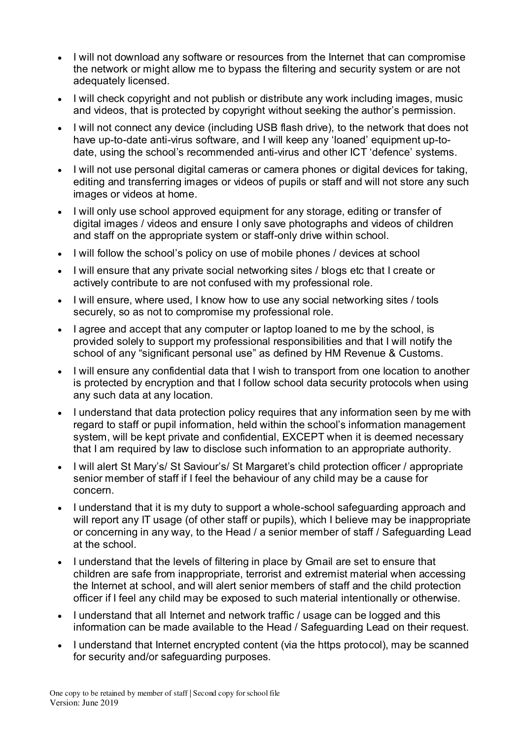- I will not download any software or resources from the Internet that can compromise the network or might allow me to bypass the filtering and security system or are not adequately licensed.
- I will check copyright and not publish or distribute any work including images, music and videos, that is protected by copyright without seeking the author's permission.
- I will not connect any device (including USB flash drive), to the network that does not have up-to-date anti-virus software, and I will keep any 'loaned' equipment up-to-date, using the school's recommended anti-virus and other ICT 'defence' systems.
- I will not use personal digital cameras or camera phones or digital devices for taking, editing and transferring images or videos of pupils or staff and will not store any such images or videos at home.
- I will only use school approved equipment for any storage, editing or transfer of digital images / videos and ensure I only save photographs and videos of children and staff on the appropriate system or staff-only drive within school.
- I will follow the school's policy on use of mobile phones / devices at school
- I will ensure that any private social networking sites / blogs etc that I create or actively contribute to are not confused with my professional role.
- I will ensure, where used, I know how to use any social networking sites / tools securely, so as not to compromise my professional role.
- I agree and accept that any computer or laptop loaned to me by the school, is provided solely to support my professional responsibilities and that I will notify the school of any "significant personal use" as defined by HM Revenue & Customs.
- I will ensure any confidential data that I wish to transport from one location to another is protected by encryption and that I follow school data security protocols when using any such data at any location.
- I understand that data protection policy requires that any information seen by me with regard to staff or pupil information, held within the school's information management system, will be kept private and confidential, EXCEPT when it is deemed necessary that I am required by law to disclose such information to an appropriate authority.
- I will alert St Mary's/ St Saviour's/ St Margaret's child protection officer / appropriate senior member of staff if I feel the behaviour of any child may be a cause for concern.
- I understand that it is my duty to support a whole-school safeguarding approach and will report any IT usage (of other staff or pupils), which I believe may be inappropriate or concerning in any way, to the Head / a senior member of staff / Safeguarding Lead at the school.
- I understand that the levels of filtering in place by Gmail are set to ensure that children are safe from inappropriate, terrorist and extremist material when accessing the Internet at school, and will alert senior members of staff and the child protection officer if I feel any child may be exposed to such material intentionally or otherwise.
- I understand that all Internet and network traffic / usage can be logged and this information can be made available to the Head / Safeguarding Lead on their request.
- I understand that Internet encrypted content (via the https protocol), may be scanned for security and/or safeguarding purposes.

One copy to be retained by member of staff | Second copy for school file
Version: June 2019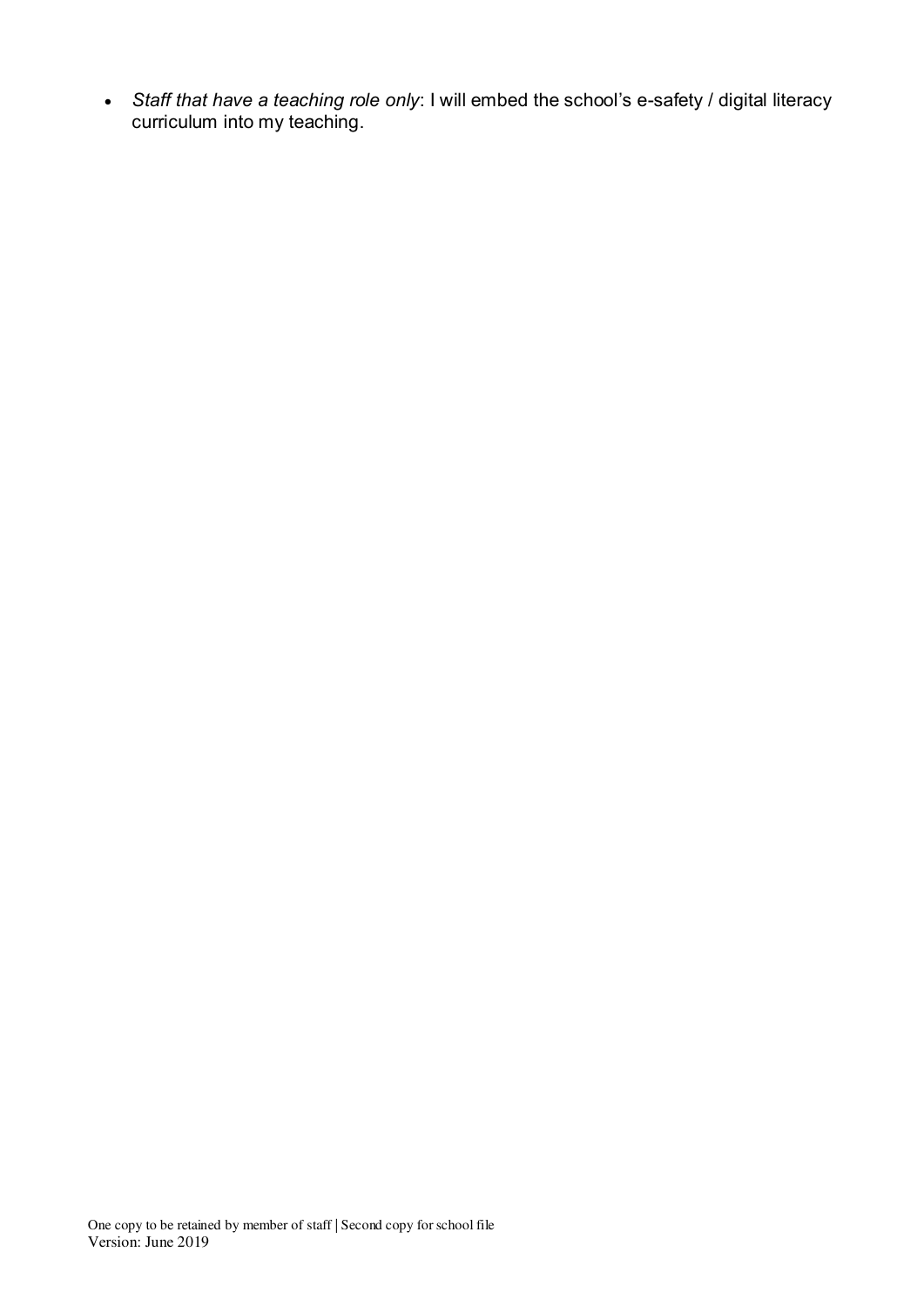- *Staff that have a teaching role only*: I will embed the school's e-safety / digital literacy curriculum into my teaching.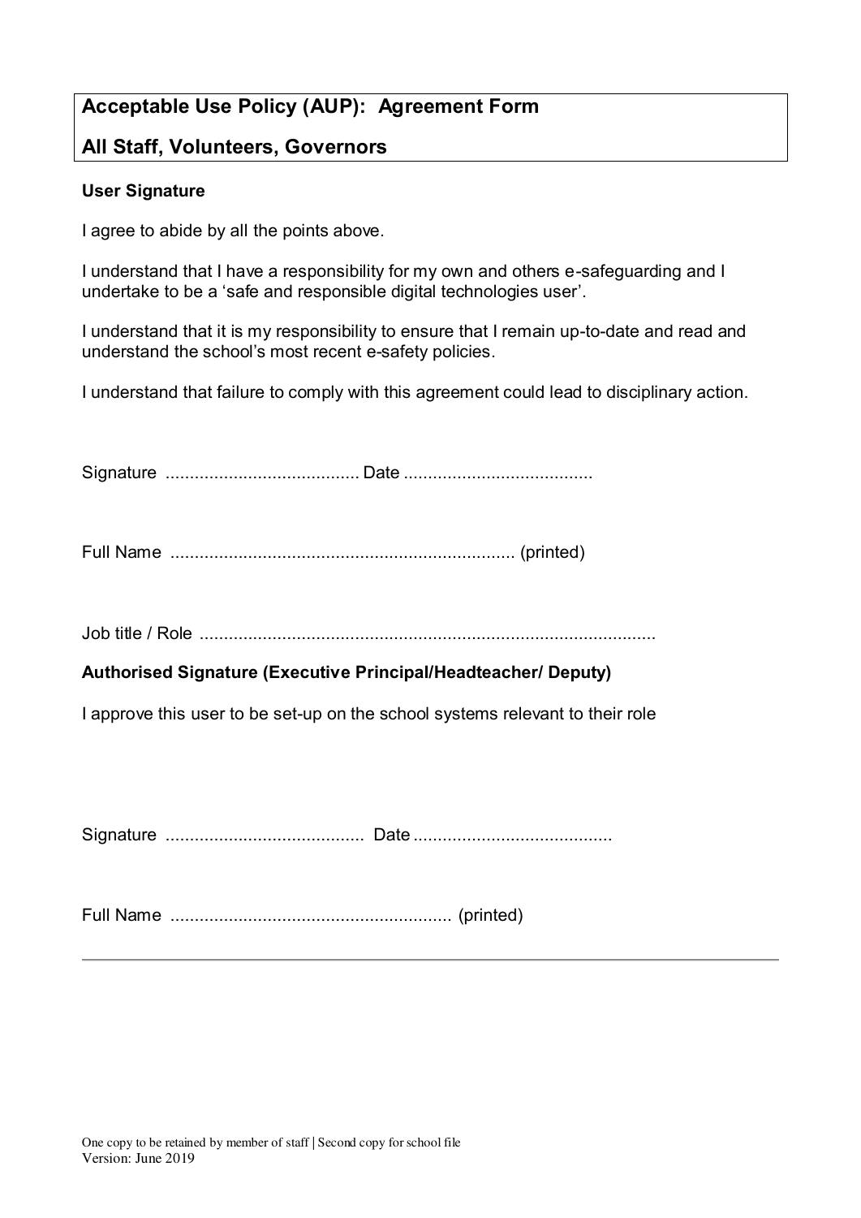## Acceptable Use Policy (AUP): Agreement Form

## All Staff, Volunteers, Governors

**User Signature**

I agree to abide by all the points above.

I understand that I have a responsibility for my own and others e-safeguarding and I undertake to be a 'safe and responsible digital technologies user'.

I understand that it is my responsibility to ensure that I remain up-to-date and read and understand the school's most recent e-safety policies.

I understand that failure to comply with this agreement could lead to disciplinary action.

Signature ........................................ Date .......................................

Full Name ....................................................................... (printed)

Job title / Role .............................................................................................

**Authorised Signature (Executive Principal/Headteacher/ Deputy)**

I approve this user to be set-up on the school systems relevant to their role

Signature .........................................  Date .........................................

Full Name ......................................................... (printed)

---

One copy to be retained by member of staff | Second copy for school file
Version: June 2019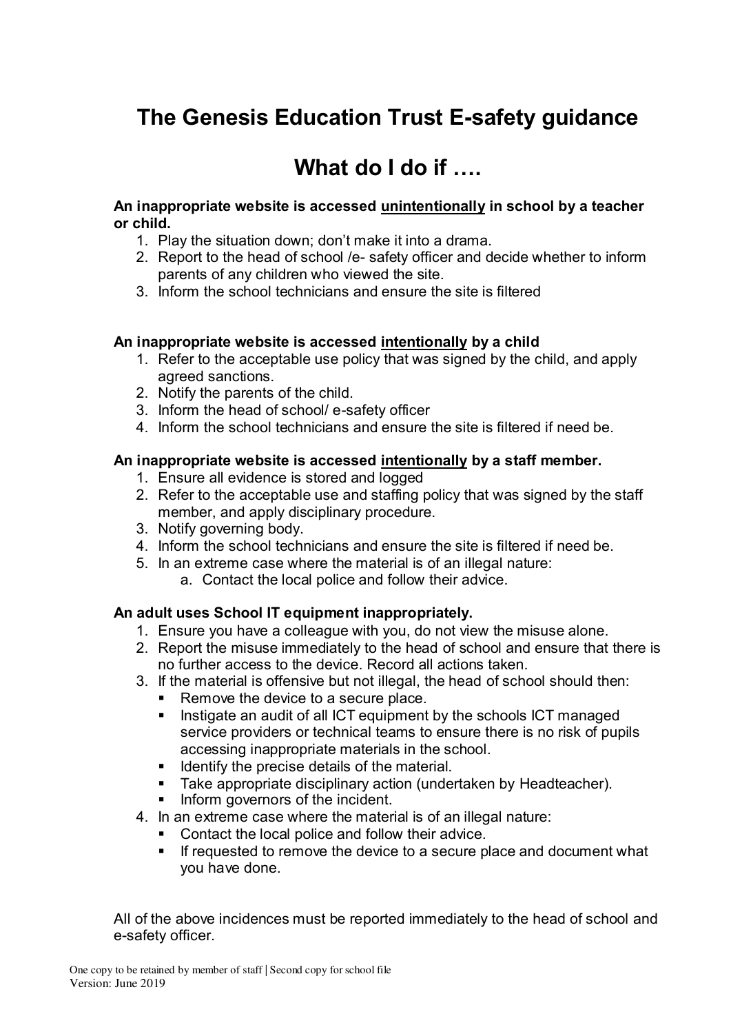# The Genesis Education Trust E-safety guidance

# What do I do if ….

**An inappropriate website is accessed unintentionally in school by a teacher or child.**

1. Play the situation down; don't make it into a drama.
2. Report to the head of school /e- safety officer and decide whether to inform parents of any children who viewed the site.
3. Inform the school technicians and ensure the site is filtered

**An inappropriate website is accessed intentionally by a child**

1. Refer to the acceptable use policy that was signed by the child, and apply agreed sanctions.
2. Notify the parents of the child.
3. Inform the head of school/ e-safety officer
4. Inform the school technicians and ensure the site is filtered if need be.

**An inappropriate website is accessed intentionally by a staff member.**

1. Ensure all evidence is stored and logged
2. Refer to the acceptable use and staffing policy that was signed by the staff member, and apply disciplinary procedure.
3. Notify governing body.
4. Inform the school technicians and ensure the site is filtered if need be.
5. In an extreme case where the material is of an illegal nature:
   a. Contact the local police and follow their advice.

**An adult uses School IT equipment inappropriately.**

1. Ensure you have a colleague with you, do not view the misuse alone.
2. Report the misuse immediately to the head of school and ensure that there is no further access to the device. Record all actions taken.
3. If the material is offensive but not illegal, the head of school should then:
   - Remove the device to a secure place.
   - Instigate an audit of all ICT equipment by the schools ICT managed service providers or technical teams to ensure there is no risk of pupils accessing inappropriate materials in the school.
   - Identify the precise details of the material.
   - Take appropriate disciplinary action (undertaken by Headteacher).
   - Inform governors of the incident.
4. In an extreme case where the material is of an illegal nature:
   - Contact the local police and follow their advice.
   - If requested to remove the device to a secure place and document what you have done.

All of the above incidences must be reported immediately to the head of school and e-safety officer.

One copy to be retained by member of staff | Second copy for school file
Version: June 2019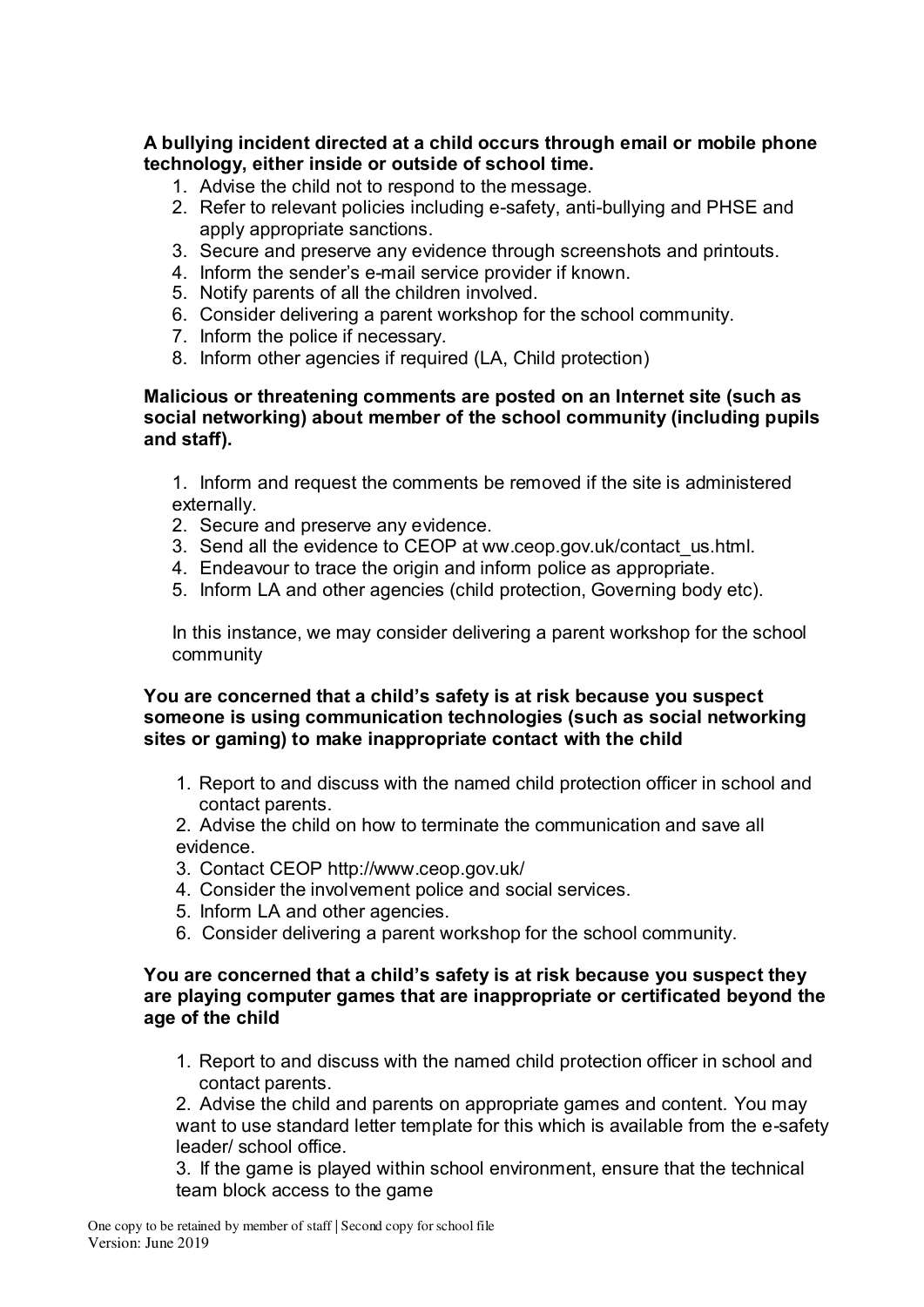**A bullying incident directed at a child occurs through email or mobile phone technology, either inside or outside of school time.**

1. Advise the child not to respond to the message.
2. Refer to relevant policies including e-safety, anti-bullying and PHSE and apply appropriate sanctions.
3. Secure and preserve any evidence through screenshots and printouts.
4. Inform the sender's e-mail service provider if known.
5. Notify parents of all the children involved.
6. Consider delivering a parent workshop for the school community.
7. Inform the police if necessary.
8. Inform other agencies if required (LA, Child protection)

**Malicious or threatening comments are posted on an Internet site (such as social networking) about member of the school community (including pupils and staff).**

1. Inform and request the comments be removed if the site is administered externally.
2. Secure and preserve any evidence.
3. Send all the evidence to CEOP at ww.ceop.gov.uk/contact_us.html.
4. Endeavour to trace the origin and inform police as appropriate.
5. Inform LA and other agencies (child protection, Governing body etc).

In this instance, we may consider delivering a parent workshop for the school community

**You are concerned that a child's safety is at risk because you suspect someone is using communication technologies (such as social networking sites or gaming) to make inappropriate contact with the child**

1. Report to and discuss with the named child protection officer in school and contact parents.
2. Advise the child on how to terminate the communication and save all evidence.
3. Contact CEOP http://www.ceop.gov.uk/
4. Consider the involvement police and social services.
5. Inform LA and other agencies.
6. Consider delivering a parent workshop for the school community.

**You are concerned that a child's safety is at risk because you suspect they are playing computer games that are inappropriate or certificated beyond the age of the child**

1. Report to and discuss with the named child protection officer in school and contact parents.
2. Advise the child and parents on appropriate games and content. You may want to use standard letter template for this which is available from the e-safety leader/ school office.
3. If the game is played within school environment, ensure that the technical team block access to the game

One copy to be retained by member of staff | Second copy for school file
Version: June 2019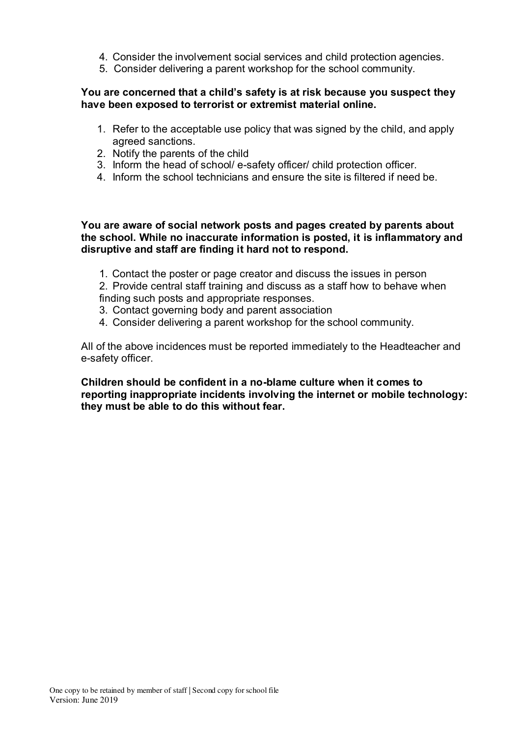4. Consider the involvement social services and child protection agencies.
5. Consider delivering a parent workshop for the school community.

**You are concerned that a child's safety is at risk because you suspect they have been exposed to terrorist or extremist material online.**

1. Refer to the acceptable use policy that was signed by the child, and apply agreed sanctions.
2. Notify the parents of the child
3. Inform the head of school/ e-safety officer/ child protection officer.
4. Inform the school technicians and ensure the site is filtered if need be.

**You are aware of social network posts and pages created by parents about the school. While no inaccurate information is posted, it is inflammatory and disruptive and staff are finding it hard not to respond.**

1. Contact the poster or page creator and discuss the issues in person
2. Provide central staff training and discuss as a staff how to behave when finding such posts and appropriate responses.
3. Contact governing body and parent association
4. Consider delivering a parent workshop for the school community.

All of the above incidences must be reported immediately to the Headteacher and e-safety officer.

**Children should be confident in a no-blame culture when it comes to reporting inappropriate incidents involving the internet or mobile technology: they must be able to do this without fear.**

One copy to be retained by member of staff | Second copy for school file
Version: June 2019